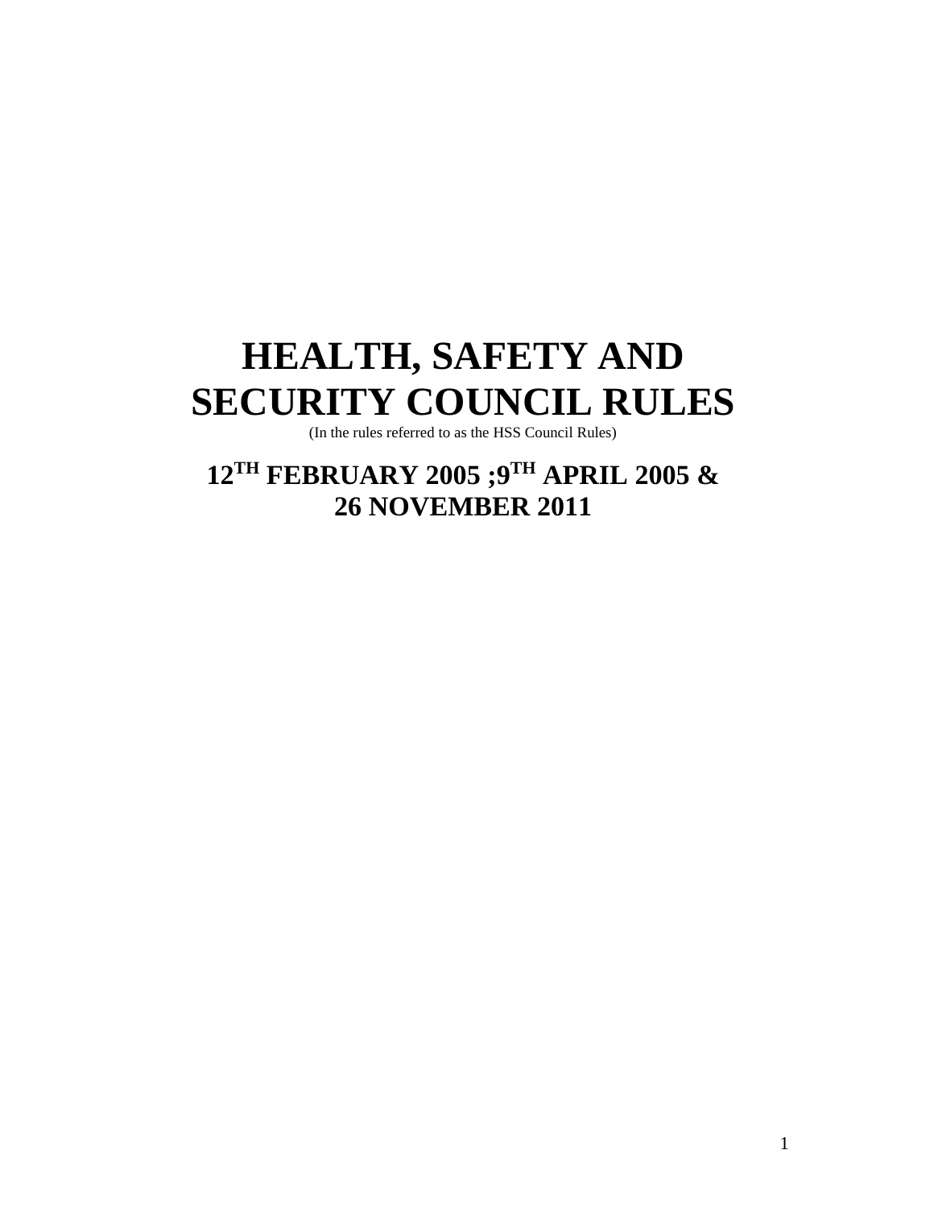# HEALTH, SAFETY AND SECURITY COUNCIL RULES

(In the rules referred to as the HSS Council Rules)

## 12TH FEBRUARY 2005 ;9TH APRIL 2005 & 26 NOVEMBER 2011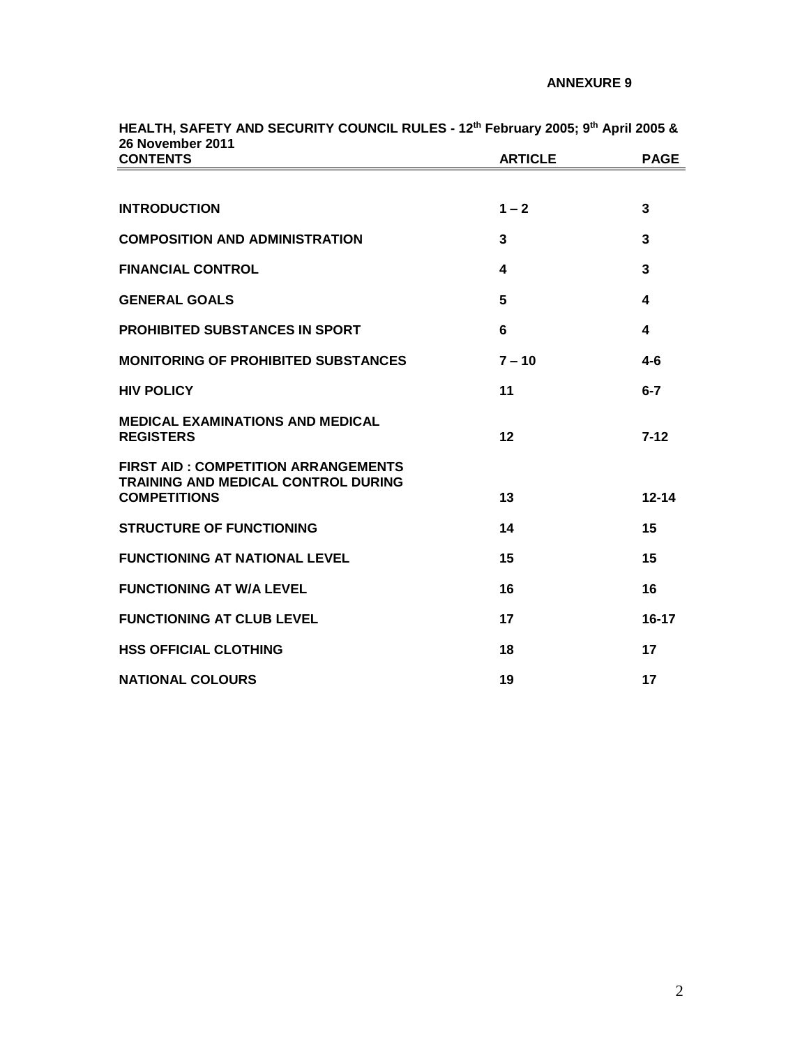**ANNEXURE 9**

**HEALTH, SAFETY AND SECURITY COUNCIL RULES - 12th February 2005; 9th April 2005 & 26 November 2011**

| CONTENTS | ARTICLE | PAGE |
|---|---|---|
| INTRODUCTION | 1 – 2 | 3 |
| COMPOSITION AND ADMINISTRATION | 3 | 3 |
| FINANCIAL CONTROL | 4 | 3 |
| GENERAL GOALS | 5 | 4 |
| PROHIBITED SUBSTANCES IN SPORT | 6 | 4 |
| MONITORING OF PROHIBITED SUBSTANCES | 7 – 10 | 4-6 |
| HIV POLICY | 11 | 6-7 |
| MEDICAL EXAMINATIONS AND MEDICAL REGISTERS | 12 | 7-12 |
| FIRST AID : COMPETITION ARRANGEMENTS TRAINING AND MEDICAL CONTROL DURING COMPETITIONS | 13 | 12-14 |
| STRUCTURE OF FUNCTIONING | 14 | 15 |
| FUNCTIONING AT NATIONAL LEVEL | 15 | 15 |
| FUNCTIONING AT W/A LEVEL | 16 | 16 |
| FUNCTIONING AT CLUB LEVEL | 17 | 16-17 |
| HSS OFFICIAL CLOTHING | 18 | 17 |
| NATIONAL COLOURS | 19 | 17 |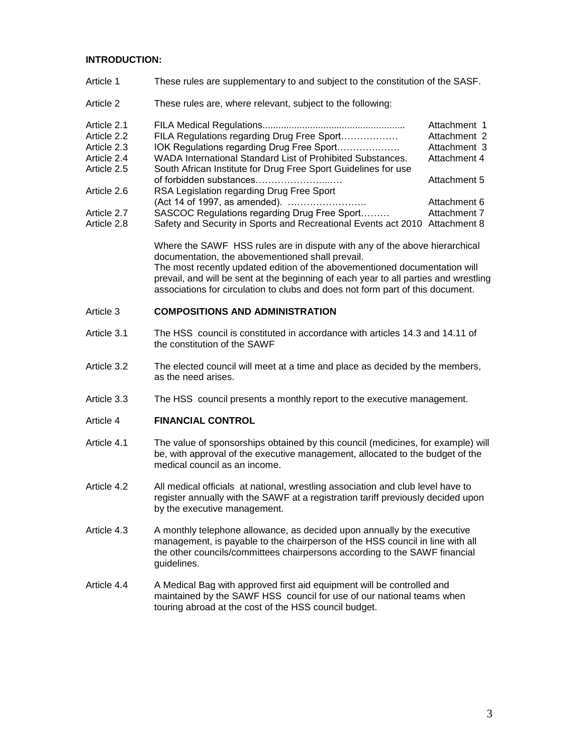**INTRODUCTION:**

Article 1 These rules are supplementary to and subject to the constitution of the SASF.

Article 2 These rules are, where relevant, subject to the following:

| | | |
|---|---|---|
| Article 2.1 | FILA Medical Regulations...................................................... | Attachment 1 |
| Article 2.2 | FILA Regulations regarding Drug Free Sport……………… | Attachment 2 |
| Article 2.3 | IOK Regulations regarding Drug Free Sport………………. | Attachment 3 |
| Article 2.4 | WADA International Standard List of Prohibited Substances. | Attachment 4 |
| Article 2.5 | South African Institute for Drug Free Sport Guidelines for use of forbidden substances……………………..…. | Attachment 5 |
| Article 2.6 | RSA Legislation regarding Drug Free Sport (Act 14 of 1997, as amended). ……………………. | Attachment 6 |
| Article 2.7 | SASCOC Regulations regarding Drug Free Sport……… | Attachment 7 |
| Article 2.8 | Safety and Security in Sports and Recreational Events act 2010 | Attachment 8 |

Where the SAWF HSS rules are in dispute with any of the above hierarchical documentation, the abovementioned shall prevail.
The most recently updated edition of the abovementioned documentation will prevail, and will be sent at the beginning of each year to all parties and wrestling associations for circulation to clubs and does not form part of this document.

Article 3 **COMPOSITIONS AND ADMINISTRATION**

Article 3.1 The HSS council is constituted in accordance with articles 14.3 and 14.11 of the constitution of the SAWF

Article 3.2 The elected council will meet at a time and place as decided by the members, as the need arises.

Article 3.3 The HSS council presents a monthly report to the executive management.

Article 4 **FINANCIAL CONTROL**

Article 4.1 The value of sponsorships obtained by this council (medicines, for example) will be, with approval of the executive management, allocated to the budget of the medical council as an income.

Article 4.2 All medical officials at national, wrestling association and club level have to register annually with the SAWF at a registration tariff previously decided upon by the executive management.

Article 4.3 A monthly telephone allowance, as decided upon annually by the executive management, is payable to the chairperson of the HSS council in line with all the other councils/committees chairpersons according to the SAWF financial guidelines.

Article 4.4 A Medical Bag with approved first aid equipment will be controlled and maintained by the SAWF HSS council for use of our national teams when touring abroad at the cost of the HSS council budget.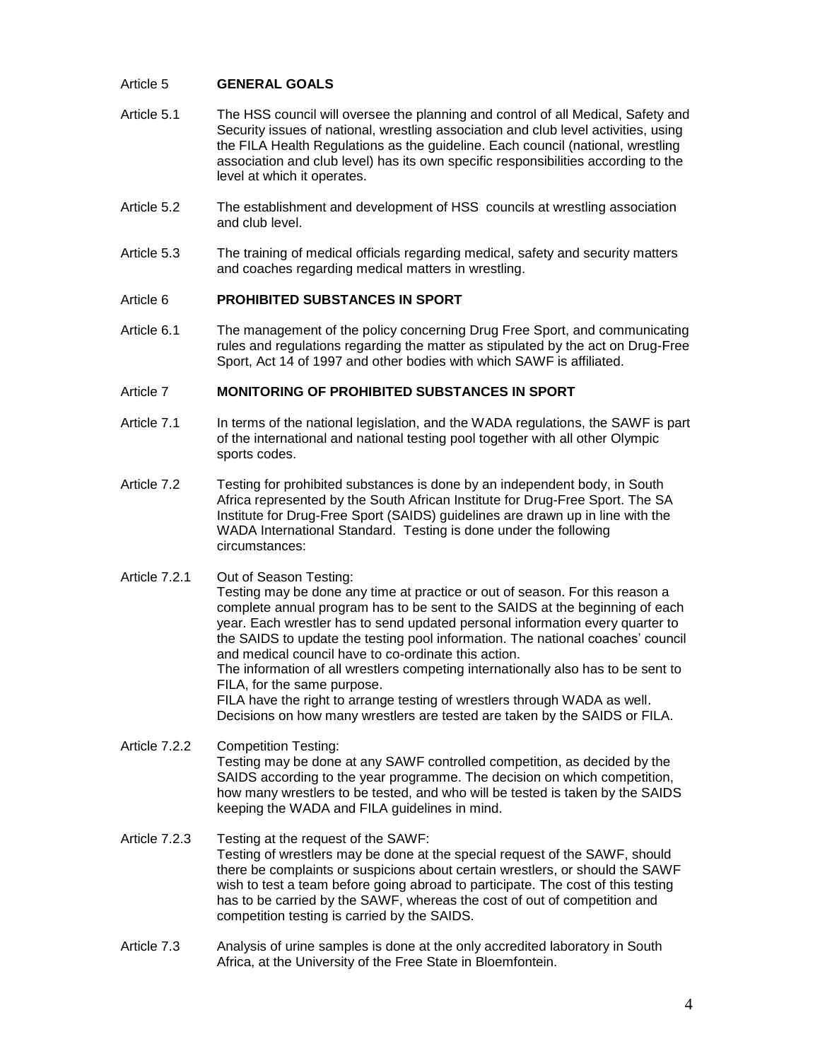Article 5 **GENERAL GOALS**

Article 5.1 The HSS council will oversee the planning and control of all Medical, Safety and Security issues of national, wrestling association and club level activities, using the FILA Health Regulations as the guideline. Each council (national, wrestling association and club level) has its own specific responsibilities according to the level at which it operates.

Article 5.2 The establishment and development of HSS councils at wrestling association and club level.

Article 5.3 The training of medical officials regarding medical, safety and security matters and coaches regarding medical matters in wrestling.

Article 6 **PROHIBITED SUBSTANCES IN SPORT**

Article 6.1 The management of the policy concerning Drug Free Sport, and communicating rules and regulations regarding the matter as stipulated by the act on Drug-Free Sport, Act 14 of 1997 and other bodies with which SAWF is affiliated.

Article 7 **MONITORING OF PROHIBITED SUBSTANCES IN SPORT**

Article 7.1 In terms of the national legislation, and the WADA regulations, the SAWF is part of the international and national testing pool together with all other Olympic sports codes.

Article 7.2 Testing for prohibited substances is done by an independent body, in South Africa represented by the South African Institute for Drug-Free Sport. The SA Institute for Drug-Free Sport (SAIDS) guidelines are drawn up in line with the WADA International Standard. Testing is done under the following circumstances:

Article 7.2.1 Out of Season Testing:
Testing may be done any time at practice or out of season. For this reason a complete annual program has to be sent to the SAIDS at the beginning of each year. Each wrestler has to send updated personal information every quarter to the SAIDS to update the testing pool information. The national coaches' council and medical council have to co-ordinate this action.
The information of all wrestlers competing internationally also has to be sent to FILA, for the same purpose.
FILA have the right to arrange testing of wrestlers through WADA as well. Decisions on how many wrestlers are tested are taken by the SAIDS or FILA.

Article 7.2.2 Competition Testing:
Testing may be done at any SAWF controlled competition, as decided by the SAIDS according to the year programme. The decision on which competition, how many wrestlers to be tested, and who will be tested is taken by the SAIDS keeping the WADA and FILA guidelines in mind.

Article 7.2.3 Testing at the request of the SAWF:
Testing of wrestlers may be done at the special request of the SAWF, should there be complaints or suspicions about certain wrestlers, or should the SAWF wish to test a team before going abroad to participate. The cost of this testing has to be carried by the SAWF, whereas the cost of out of competition and competition testing is carried by the SAIDS.

Article 7.3 Analysis of urine samples is done at the only accredited laboratory in South Africa, at the University of the Free State in Bloemfontein.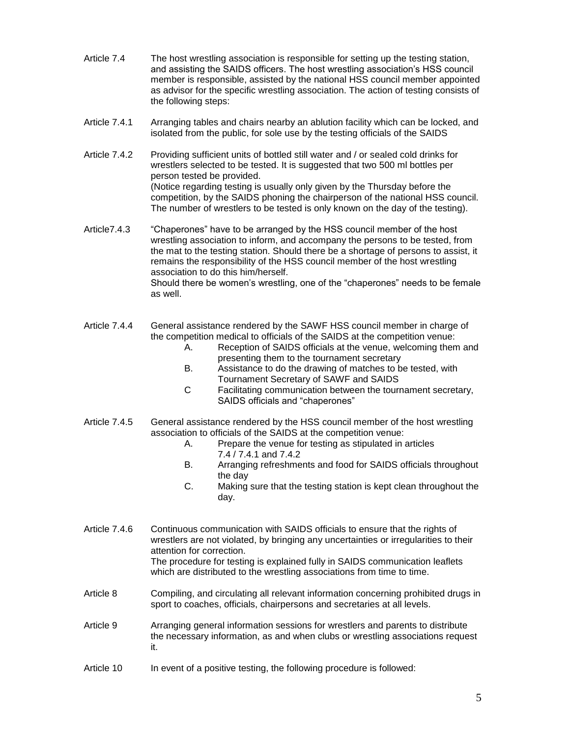Article 7.4 The host wrestling association is responsible for setting up the testing station, and assisting the SAIDS officers. The host wrestling association's HSS council member is responsible, assisted by the national HSS council member appointed as advisor for the specific wrestling association. The action of testing consists of the following steps:

Article 7.4.1 Arranging tables and chairs nearby an ablution facility which can be locked, and isolated from the public, for sole use by the testing officials of the SAIDS

Article 7.4.2 Providing sufficient units of bottled still water and / or sealed cold drinks for wrestlers selected to be tested. It is suggested that two 500 ml bottles per person tested be provided.
(Notice regarding testing is usually only given by the Thursday before the competition, by the SAIDS phoning the chairperson of the national HSS council. The number of wrestlers to be tested is only known on the day of the testing).

Article7.4.3 "Chaperones" have to be arranged by the HSS council member of the host wrestling association to inform, and accompany the persons to be tested, from the mat to the testing station. Should there be a shortage of persons to assist, it remains the responsibility of the HSS council member of the host wrestling association to do this him/herself.
Should there be women's wrestling, one of the "chaperones" needs to be female as well.

Article 7.4.4 General assistance rendered by the SAWF HSS council member in charge of the competition medical to officials of the SAIDS at the competition venue:

- A. Reception of SAIDS officials at the venue, welcoming them and presenting them to the tournament secretary
- B. Assistance to do the drawing of matches to be tested, with Tournament Secretary of SAWF and SAIDS
- C Facilitating communication between the tournament secretary, SAIDS officials and "chaperones"

Article 7.4.5 General assistance rendered by the HSS council member of the host wrestling association to officials of the SAIDS at the competition venue:

- A. Prepare the venue for testing as stipulated in articles 7.4 / 7.4.1 and 7.4.2
- B. Arranging refreshments and food for SAIDS officials throughout the day
- C. Making sure that the testing station is kept clean throughout the day.

Article 7.4.6 Continuous communication with SAIDS officials to ensure that the rights of wrestlers are not violated, by bringing any uncertainties or irregularities to their attention for correction.
The procedure for testing is explained fully in SAIDS communication leaflets which are distributed to the wrestling associations from time to time.

Article 8 Compiling, and circulating all relevant information concerning prohibited drugs in sport to coaches, officials, chairpersons and secretaries at all levels.

Article 9 Arranging general information sessions for wrestlers and parents to distribute the necessary information, as and when clubs or wrestling associations request it.

Article 10 In event of a positive testing, the following procedure is followed: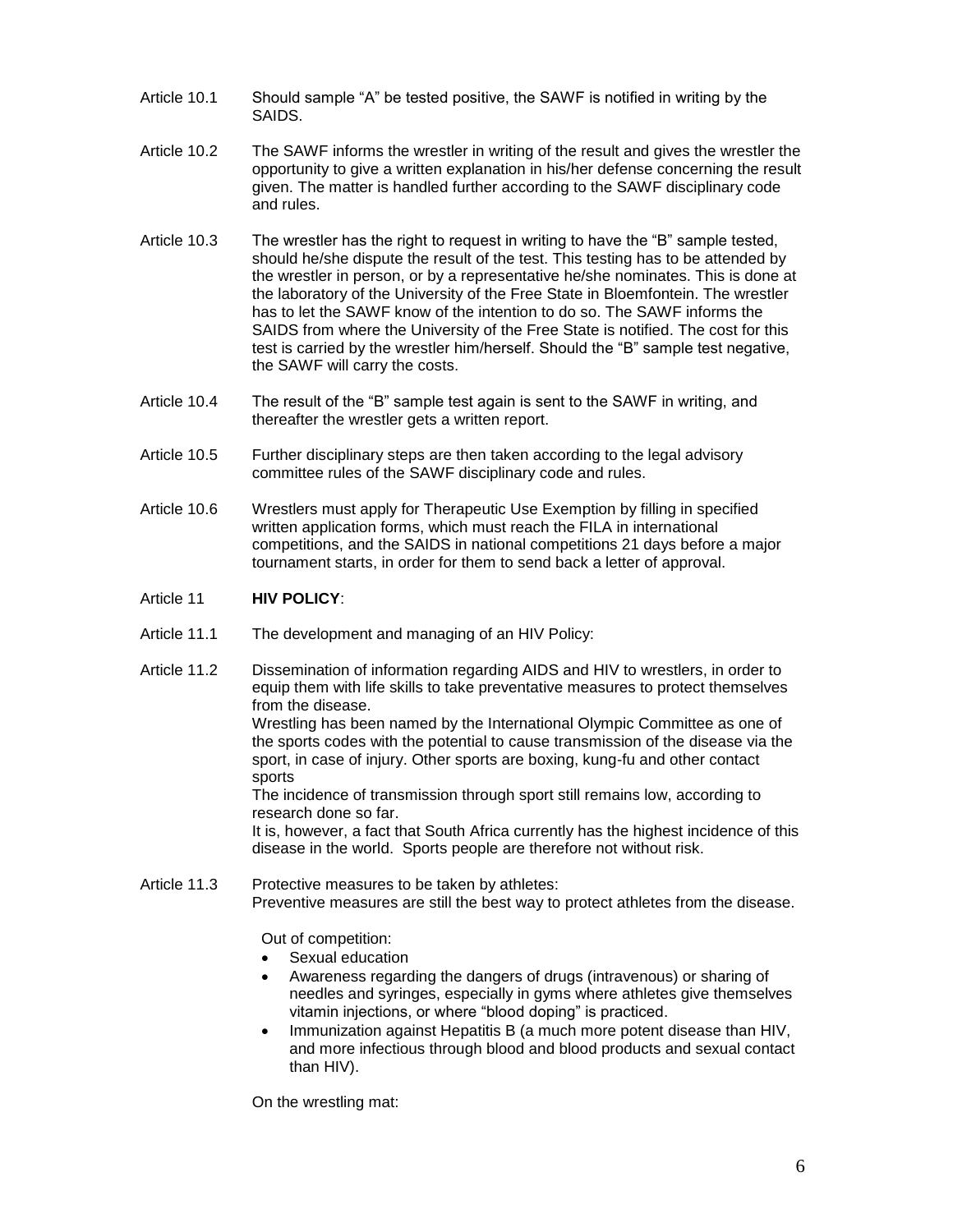Article 10.1 Should sample “A” be tested positive, the SAWF is notified in writing by the SAIDS.

Article 10.2 The SAWF informs the wrestler in writing of the result and gives the wrestler the opportunity to give a written explanation in his/her defense concerning the result given. The matter is handled further according to the SAWF disciplinary code and rules.

Article 10.3 The wrestler has the right to request in writing to have the “B” sample tested, should he/she dispute the result of the test. This testing has to be attended by the wrestler in person, or by a representative he/she nominates. This is done at the laboratory of the University of the Free State in Bloemfontein. The wrestler has to let the SAWF know of the intention to do so. The SAWF informs the SAIDS from where the University of the Free State is notified. The cost for this test is carried by the wrestler him/herself. Should the “B” sample test negative, the SAWF will carry the costs.

Article 10.4 The result of the “B” sample test again is sent to the SAWF in writing, and thereafter the wrestler gets a written report.

Article 10.5 Further disciplinary steps are then taken according to the legal advisory committee rules of the SAWF disciplinary code and rules.

Article 10.6 Wrestlers must apply for Therapeutic Use Exemption by filling in specified written application forms, which must reach the FILA in international competitions, and the SAIDS in national competitions 21 days before a major tournament starts, in order for them to send back a letter of approval.

Article 11 **HIV POLICY**:

Article 11.1 The development and managing of an HIV Policy:

Article 11.2 Dissemination of information regarding AIDS and HIV to wrestlers, in order to equip them with life skills to take preventative measures to protect themselves from the disease.

Wrestling has been named by the International Olympic Committee as one of the sports codes with the potential to cause transmission of the disease via the sport, in case of injury. Other sports are boxing, kung-fu and other contact sports

The incidence of transmission through sport still remains low, according to research done so far.

It is, however, a fact that South Africa currently has the highest incidence of this disease in the world. Sports people are therefore not without risk.

Article 11.3 Protective measures to be taken by athletes:

Preventive measures are still the best way to protect athletes from the disease.

Out of competition:

- Sexual education
- Awareness regarding the dangers of drugs (intravenous) or sharing of needles and syringes, especially in gyms where athletes give themselves vitamin injections, or where “blood doping” is practiced.
- Immunization against Hepatitis B (a much more potent disease than HIV, and more infectious through blood and blood products and sexual contact than HIV).

On the wrestling mat: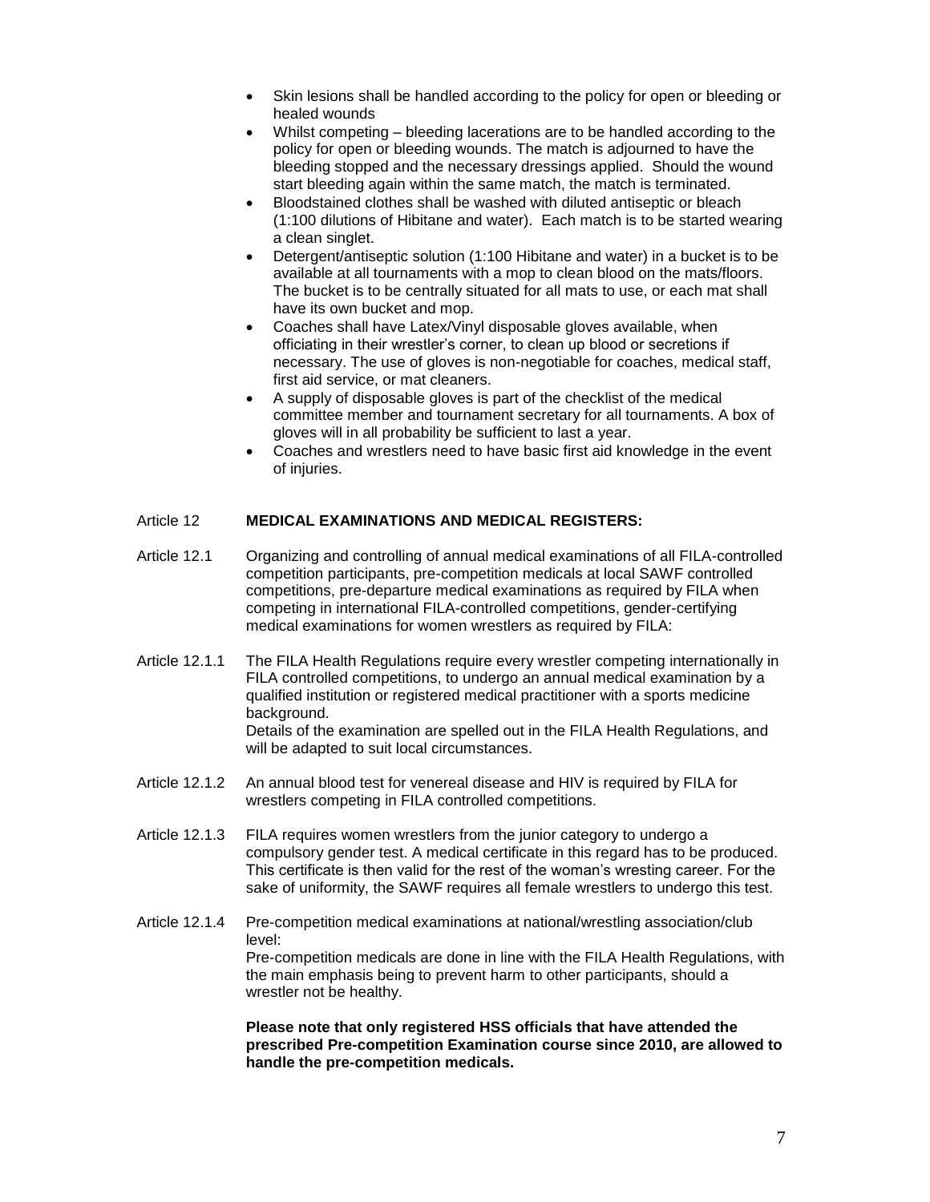- Skin lesions shall be handled according to the policy for open or bleeding or healed wounds
- Whilst competing – bleeding lacerations are to be handled according to the policy for open or bleeding wounds. The match is adjourned to have the bleeding stopped and the necessary dressings applied. Should the wound start bleeding again within the same match, the match is terminated.
- Bloodstained clothes shall be washed with diluted antiseptic or bleach (1:100 dilutions of Hibitane and water). Each match is to be started wearing a clean singlet.
- Detergent/antiseptic solution (1:100 Hibitane and water) in a bucket is to be available at all tournaments with a mop to clean blood on the mats/floors. The bucket is to be centrally situated for all mats to use, or each mat shall have its own bucket and mop.
- Coaches shall have Latex/Vinyl disposable gloves available, when officiating in their wrestler's corner, to clean up blood or secretions if necessary. The use of gloves is non-negotiable for coaches, medical staff, first aid service, or mat cleaners.
- A supply of disposable gloves is part of the checklist of the medical committee member and tournament secretary for all tournaments. A box of gloves will in all probability be sufficient to last a year.
- Coaches and wrestlers need to have basic first aid knowledge in the event of injuries.

## Article 12 **MEDICAL EXAMINATIONS AND MEDICAL REGISTERS:**

Article 12.1 Organizing and controlling of annual medical examinations of all FILA-controlled competition participants, pre-competition medicals at local SAWF controlled competitions, pre-departure medical examinations as required by FILA when competing in international FILA-controlled competitions, gender-certifying medical examinations for women wrestlers as required by FILA:

Article 12.1.1 The FILA Health Regulations require every wrestler competing internationally in FILA controlled competitions, to undergo an annual medical examination by a qualified institution or registered medical practitioner with a sports medicine background.
Details of the examination are spelled out in the FILA Health Regulations, and will be adapted to suit local circumstances.

Article 12.1.2 An annual blood test for venereal disease and HIV is required by FILA for wrestlers competing in FILA controlled competitions.

Article 12.1.3 FILA requires women wrestlers from the junior category to undergo a compulsory gender test. A medical certificate in this regard has to be produced. This certificate is then valid for the rest of the woman's wresting career. For the sake of uniformity, the SAWF requires all female wrestlers to undergo this test.

Article 12.1.4 Pre-competition medical examinations at national/wrestling association/club level:
Pre-competition medicals are done in line with the FILA Health Regulations, with the main emphasis being to prevent harm to other participants, should a wrestler not be healthy.

**Please note that only registered HSS officials that have attended the prescribed Pre-competition Examination course since 2010, are allowed to handle the pre-competition medicals.**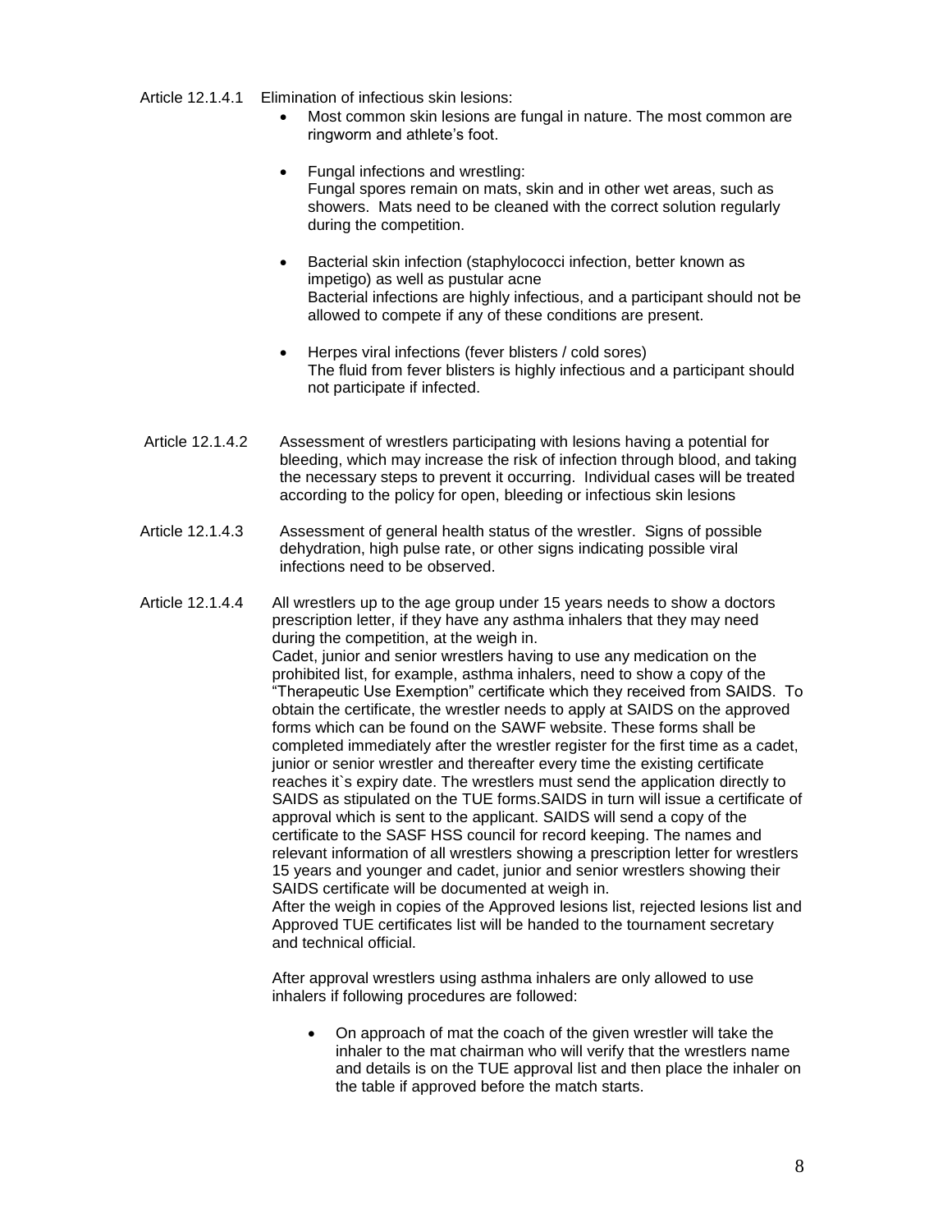Article 12.1.4.1 Elimination of infectious skin lesions:

- Most common skin lesions are fungal in nature. The most common are ringworm and athlete's foot.
- Fungal infections and wrestling:
  Fungal spores remain on mats, skin and in other wet areas, such as showers. Mats need to be cleaned with the correct solution regularly during the competition.
- Bacterial skin infection (staphylococci infection, better known as impetigo) as well as pustular acne
  Bacterial infections are highly infectious, and a participant should not be allowed to compete if any of these conditions are present.
- Herpes viral infections (fever blisters / cold sores)
  The fluid from fever blisters is highly infectious and a participant should not participate if infected.

Article 12.1.4.2 Assessment of wrestlers participating with lesions having a potential for bleeding, which may increase the risk of infection through blood, and taking the necessary steps to prevent it occurring. Individual cases will be treated according to the policy for open, bleeding or infectious skin lesions

Article 12.1.4.3 Assessment of general health status of the wrestler. Signs of possible dehydration, high pulse rate, or other signs indicating possible viral infections need to be observed.

Article 12.1.4.4 All wrestlers up to the age group under 15 years needs to show a doctors prescription letter, if they have any asthma inhalers that they may need during the competition, at the weigh in.
Cadet, junior and senior wrestlers having to use any medication on the prohibited list, for example, asthma inhalers, need to show a copy of the "Therapeutic Use Exemption" certificate which they received from SAIDS. To obtain the certificate, the wrestler needs to apply at SAIDS on the approved forms which can be found on the SAWF website. These forms shall be completed immediately after the wrestler register for the first time as a cadet, junior or senior wrestler and thereafter every time the existing certificate reaches it`s expiry date. The wrestlers must send the application directly to SAIDS as stipulated on the TUE forms.SAIDS in turn will issue a certificate of approval which is sent to the applicant. SAIDS will send a copy of the certificate to the SASF HSS council for record keeping. The names and relevant information of all wrestlers showing a prescription letter for wrestlers 15 years and younger and cadet, junior and senior wrestlers showing their SAIDS certificate will be documented at weigh in.
After the weigh in copies of the Approved lesions list, rejected lesions list and Approved TUE certificates list will be handed to the tournament secretary and technical official.

After approval wrestlers using asthma inhalers are only allowed to use inhalers if following procedures are followed:

- On approach of mat the coach of the given wrestler will take the inhaler to the mat chairman who will verify that the wrestlers name and details is on the TUE approval list and then place the inhaler on the table if approved before the match starts.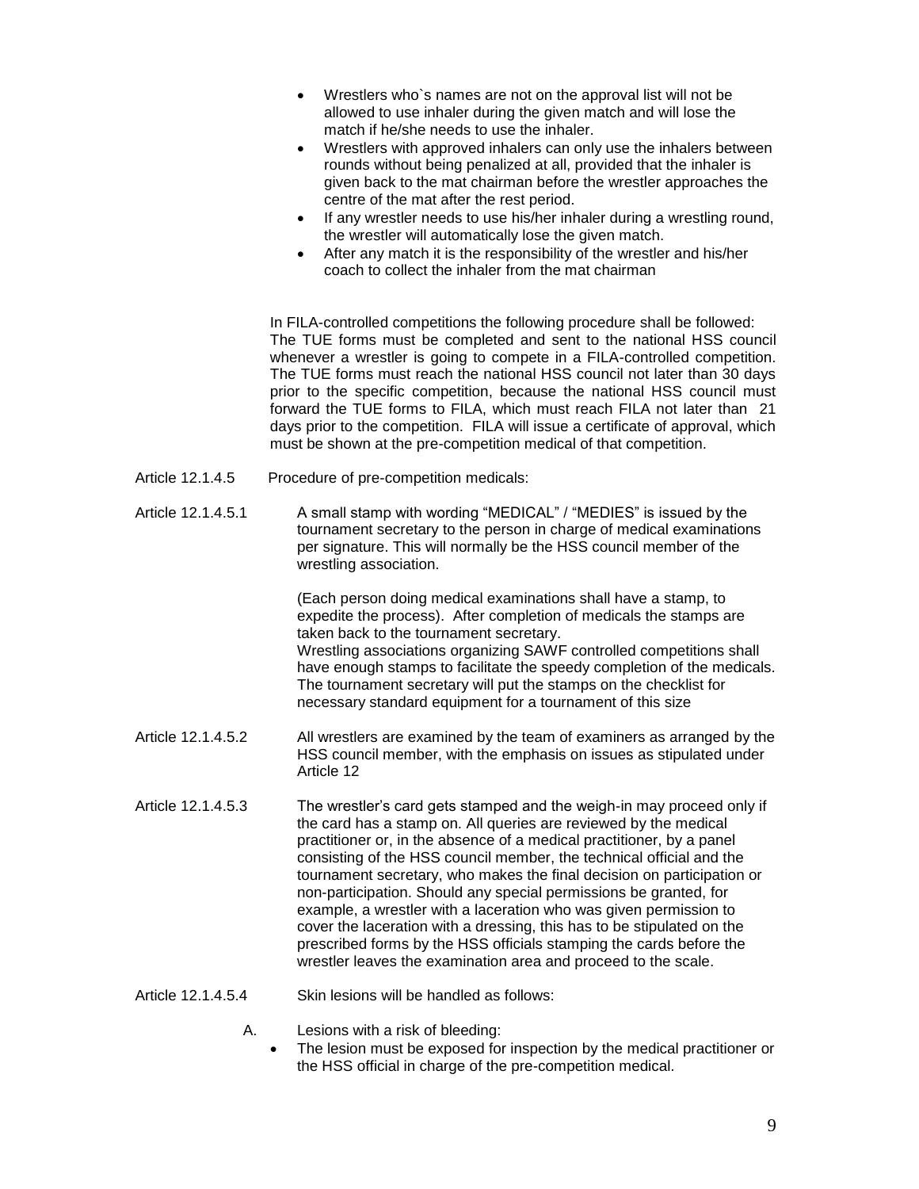- Wrestlers who`s names are not on the approval list will not be allowed to use inhaler during the given match and will lose the match if he/she needs to use the inhaler.
- Wrestlers with approved inhalers can only use the inhalers between rounds without being penalized at all, provided that the inhaler is given back to the mat chairman before the wrestler approaches the centre of the mat after the rest period.
- If any wrestler needs to use his/her inhaler during a wrestling round, the wrestler will automatically lose the given match.
- After any match it is the responsibility of the wrestler and his/her coach to collect the inhaler from the mat chairman

In FILA-controlled competitions the following procedure shall be followed: The TUE forms must be completed and sent to the national HSS council whenever a wrestler is going to compete in a FILA-controlled competition. The TUE forms must reach the national HSS council not later than 30 days prior to the specific competition, because the national HSS council must forward the TUE forms to FILA, which must reach FILA not later than 21 days prior to the competition. FILA will issue a certificate of approval, which must be shown at the pre-competition medical of that competition.

Article 12.1.4.5 Procedure of pre-competition medicals:

Article 12.1.4.5.1 A small stamp with wording "MEDICAL" / "MEDIES" is issued by the tournament secretary to the person in charge of medical examinations per signature. This will normally be the HSS council member of the wrestling association.

(Each person doing medical examinations shall have a stamp, to expedite the process). After completion of medicals the stamps are taken back to the tournament secretary.
Wrestling associations organizing SAWF controlled competitions shall have enough stamps to facilitate the speedy completion of the medicals. The tournament secretary will put the stamps on the checklist for necessary standard equipment for a tournament of this size

Article 12.1.4.5.2 All wrestlers are examined by the team of examiners as arranged by the HSS council member, with the emphasis on issues as stipulated under Article 12

Article 12.1.4.5.3 The wrestler's card gets stamped and the weigh-in may proceed only if the card has a stamp on. All queries are reviewed by the medical practitioner or, in the absence of a medical practitioner, by a panel consisting of the HSS council member, the technical official and the tournament secretary, who makes the final decision on participation or non-participation. Should any special permissions be granted, for example, a wrestler with a laceration who was given permission to cover the laceration with a dressing, this has to be stipulated on the prescribed forms by the HSS officials stamping the cards before the wrestler leaves the examination area and proceed to the scale.

Article 12.1.4.5.4 Skin lesions will be handled as follows:

A. Lesions with a risk of bleeding:
- The lesion must be exposed for inspection by the medical practitioner or the HSS official in charge of the pre-competition medical.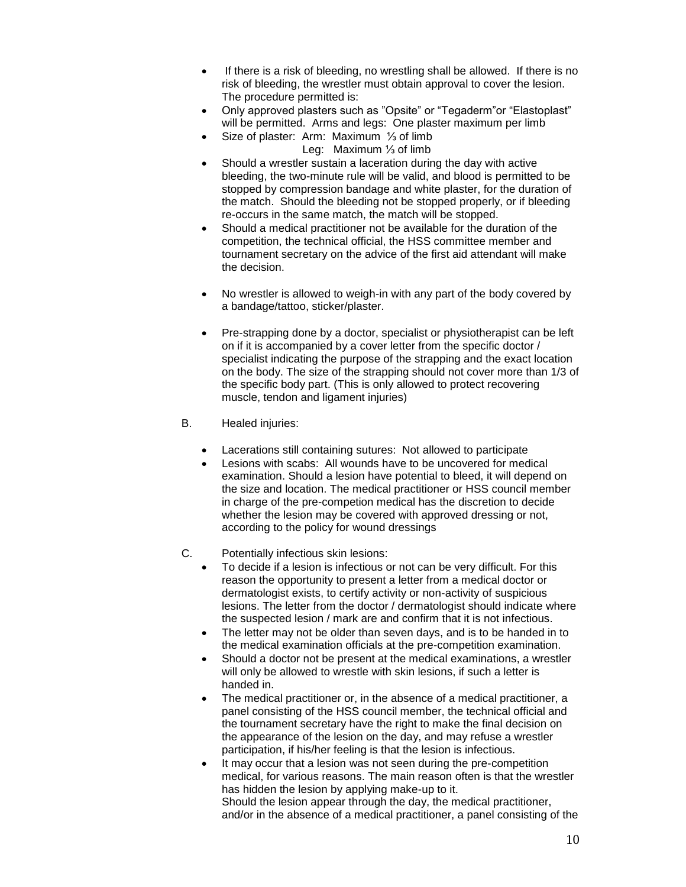- If there is a risk of bleeding, no wrestling shall be allowed. If there is no risk of bleeding, the wrestler must obtain approval to cover the lesion. The procedure permitted is:
- Only approved plasters such as "Opsite" or "Tegaderm"or "Elastoplast" will be permitted. Arms and legs: One plaster maximum per limb
- Size of plaster: Arm: Maximum ⅓ of limb
  Leg: Maximum ⅓ of limb
- Should a wrestler sustain a laceration during the day with active bleeding, the two-minute rule will be valid, and blood is permitted to be stopped by compression bandage and white plaster, for the duration of the match. Should the bleeding not be stopped properly, or if bleeding re-occurs in the same match, the match will be stopped.
- Should a medical practitioner not be available for the duration of the competition, the technical official, the HSS committee member and tournament secretary on the advice of the first aid attendant will make the decision.

- No wrestler is allowed to weigh-in with any part of the body covered by a bandage/tattoo, sticker/plaster.

- Pre-strapping done by a doctor, specialist or physiotherapist can be left on if it is accompanied by a cover letter from the specific doctor / specialist indicating the purpose of the strapping and the exact location on the body. The size of the strapping should not cover more than 1/3 of the specific body part. (This is only allowed to protect recovering muscle, tendon and ligament injuries)

B. Healed injuries:

- Lacerations still containing sutures: Not allowed to participate
- Lesions with scabs: All wounds have to be uncovered for medical examination. Should a lesion have potential to bleed, it will depend on the size and location. The medical practitioner or HSS council member in charge of the pre-competion medical has the discretion to decide whether the lesion may be covered with approved dressing or not, according to the policy for wound dressings

C. Potentially infectious skin lesions:

- To decide if a lesion is infectious or not can be very difficult. For this reason the opportunity to present a letter from a medical doctor or dermatologist exists, to certify activity or non-activity of suspicious lesions. The letter from the doctor / dermatologist should indicate where the suspected lesion / mark are and confirm that it is not infectious.
- The letter may not be older than seven days, and is to be handed in to the medical examination officials at the pre-competition examination.
- Should a doctor not be present at the medical examinations, a wrestler will only be allowed to wrestle with skin lesions, if such a letter is handed in.
- The medical practitioner or, in the absence of a medical practitioner, a panel consisting of the HSS council member, the technical official and the tournament secretary have the right to make the final decision on the appearance of the lesion on the day, and may refuse a wrestler participation, if his/her feeling is that the lesion is infectious.
- It may occur that a lesion was not seen during the pre-competition medical, for various reasons. The main reason often is that the wrestler has hidden the lesion by applying make-up to it.
  Should the lesion appear through the day, the medical practitioner, and/or in the absence of a medical practitioner, a panel consisting of the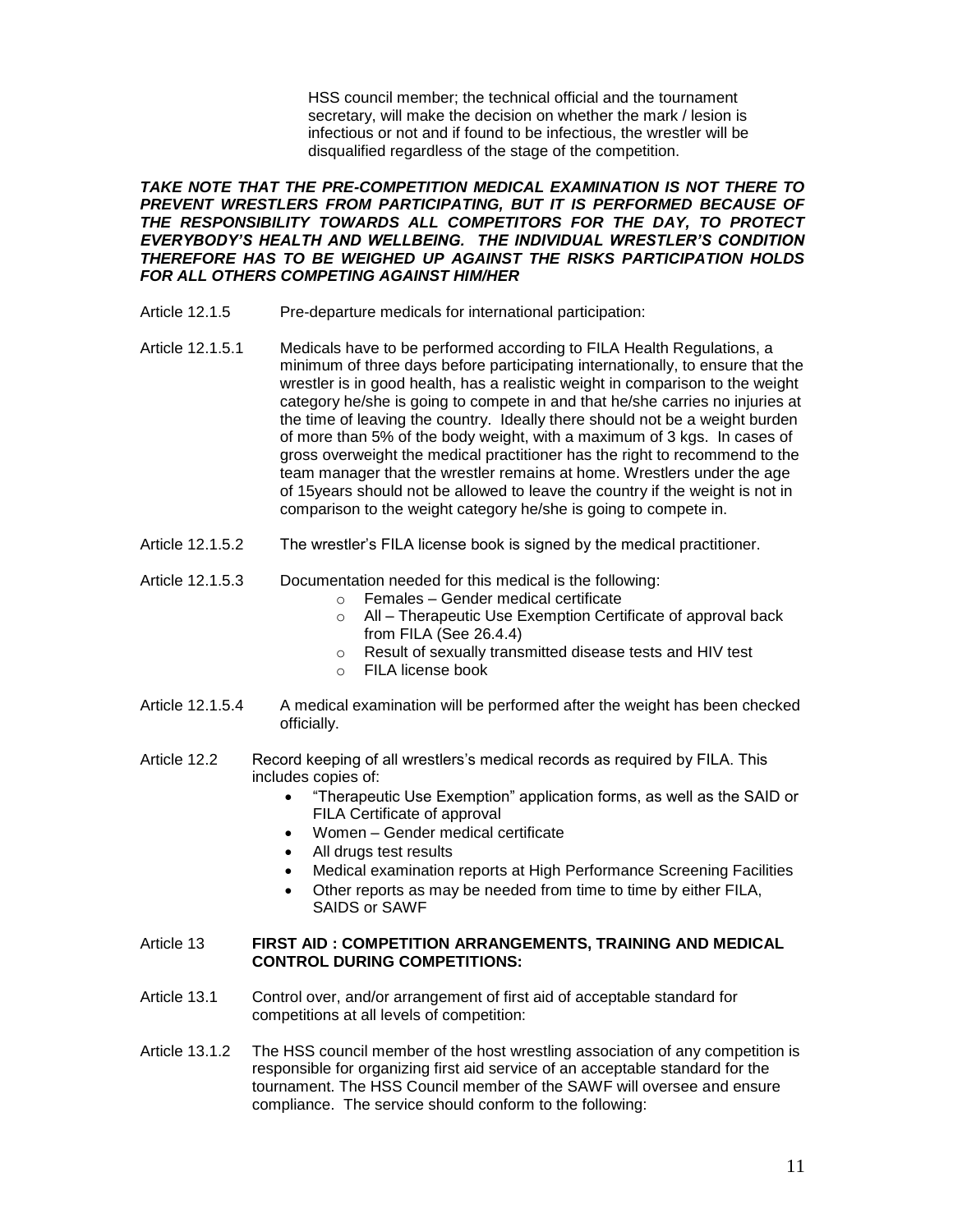HSS council member; the technical official and the tournament secretary, will make the decision on whether the mark / lesion is infectious or not and if found to be infectious, the wrestler will be disqualified regardless of the stage of the competition.

***TAKE NOTE THAT THE PRE-COMPETITION MEDICAL EXAMINATION IS NOT THERE TO PREVENT WRESTLERS FROM PARTICIPATING, BUT IT IS PERFORMED BECAUSE OF THE RESPONSIBILITY TOWARDS ALL COMPETITORS FOR THE DAY, TO PROTECT EVERYBODY'S HEALTH AND WELLBEING. THE INDIVIDUAL WRESTLER'S CONDITION THEREFORE HAS TO BE WEIGHED UP AGAINST THE RISKS PARTICIPATION HOLDS FOR ALL OTHERS COMPETING AGAINST HIM/HER***

Article 12.1.5 Pre-departure medicals for international participation:

Article 12.1.5.1 Medicals have to be performed according to FILA Health Regulations, a minimum of three days before participating internationally, to ensure that the wrestler is in good health, has a realistic weight in comparison to the weight category he/she is going to compete in and that he/she carries no injuries at the time of leaving the country. Ideally there should not be a weight burden of more than 5% of the body weight, with a maximum of 3 kgs. In cases of gross overweight the medical practitioner has the right to recommend to the team manager that the wrestler remains at home. Wrestlers under the age of 15years should not be allowed to leave the country if the weight is not in comparison to the weight category he/she is going to compete in.

Article 12.1.5.2 The wrestler's FILA license book is signed by the medical practitioner.

Article 12.1.5.3 Documentation needed for this medical is the following:

- Females – Gender medical certificate
- All – Therapeutic Use Exemption Certificate of approval back from FILA (See 26.4.4)
- Result of sexually transmitted disease tests and HIV test
- FILA license book

Article 12.1.5.4 A medical examination will be performed after the weight has been checked officially.

Article 12.2 Record keeping of all wrestlers's medical records as required by FILA. This includes copies of:

- "Therapeutic Use Exemption" application forms, as well as the SAID or FILA Certificate of approval
- Women – Gender medical certificate
- All drugs test results
- Medical examination reports at High Performance Screening Facilities
- Other reports as may be needed from time to time by either FILA, SAIDS or SAWF

Article 13 **FIRST AID : COMPETITION ARRANGEMENTS, TRAINING AND MEDICAL CONTROL DURING COMPETITIONS:**

Article 13.1 Control over, and/or arrangement of first aid of acceptable standard for competitions at all levels of competition:

Article 13.1.2 The HSS council member of the host wrestling association of any competition is responsible for organizing first aid service of an acceptable standard for the tournament. The HSS Council member of the SAWF will oversee and ensure compliance. The service should conform to the following: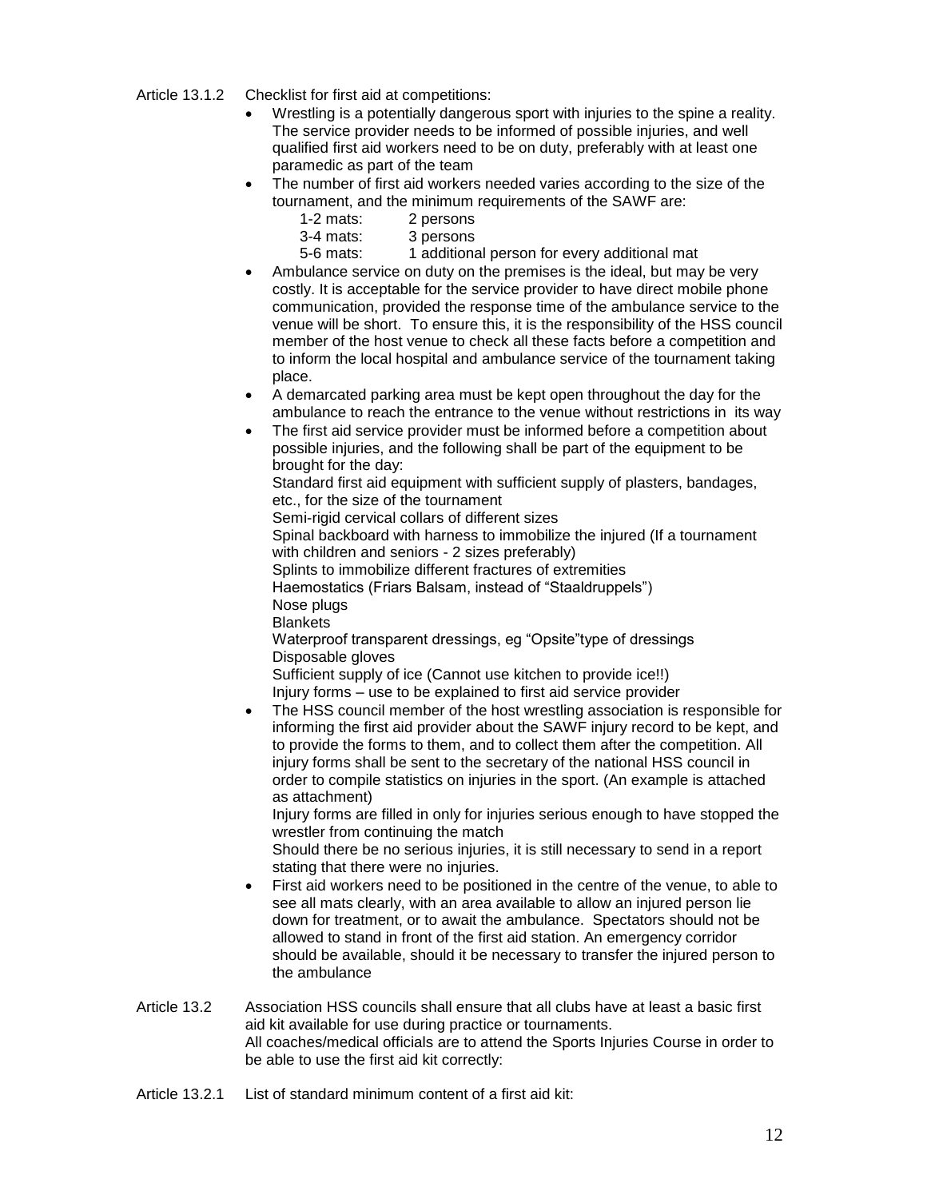Article 13.1.2 Checklist for first aid at competitions:

- Wrestling is a potentially dangerous sport with injuries to the spine a reality. The service provider needs to be informed of possible injuries, and well qualified first aid workers need to be on duty, preferably with at least one paramedic as part of the team
- The number of first aid workers needed varies according to the size of the tournament, and the minimum requirements of the SAWF are:

  1-2 mats: 2 persons
  3-4 mats: 3 persons
  5-6 mats: 1 additional person for every additional mat

- Ambulance service on duty on the premises is the ideal, but may be very costly. It is acceptable for the service provider to have direct mobile phone communication, provided the response time of the ambulance service to the venue will be short. To ensure this, it is the responsibility of the HSS council member of the host venue to check all these facts before a competition and to inform the local hospital and ambulance service of the tournament taking place.
- A demarcated parking area must be kept open throughout the day for the ambulance to reach the entrance to the venue without restrictions in its way
- The first aid service provider must be informed before a competition about possible injuries, and the following shall be part of the equipment to be brought for the day:

  Standard first aid equipment with sufficient supply of plasters, bandages, etc., for the size of the tournament
  Semi-rigid cervical collars of different sizes
  Spinal backboard with harness to immobilize the injured (If a tournament with children and seniors - 2 sizes preferably)
  Splints to immobilize different fractures of extremities
  Haemostatics (Friars Balsam, instead of "Staaldruppels")
  Nose plugs
  Blankets
  Waterproof transparent dressings, eg "Opsite"type of dressings
  Disposable gloves
  Sufficient supply of ice (Cannot use kitchen to provide ice!!)
  Injury forms – use to be explained to first aid service provider

- The HSS council member of the host wrestling association is responsible for informing the first aid provider about the SAWF injury record to be kept, and to provide the forms to them, and to collect them after the competition. All injury forms shall be sent to the secretary of the national HSS council in order to compile statistics on injuries in the sport. (An example is attached as attachment)

  Injury forms are filled in only for injuries serious enough to have stopped the wrestler from continuing the match

  Should there be no serious injuries, it is still necessary to send in a report stating that there were no injuries.

- First aid workers need to be positioned in the centre of the venue, to able to see all mats clearly, with an area available to allow an injured person lie down for treatment, or to await the ambulance. Spectators should not be allowed to stand in front of the first aid station. An emergency corridor should be available, should it be necessary to transfer the injured person to the ambulance

Article 13.2 Association HSS councils shall ensure that all clubs have at least a basic first aid kit available for use during practice or tournaments.
All coaches/medical officials are to attend the Sports Injuries Course in order to be able to use the first aid kit correctly:

Article 13.2.1 List of standard minimum content of a first aid kit: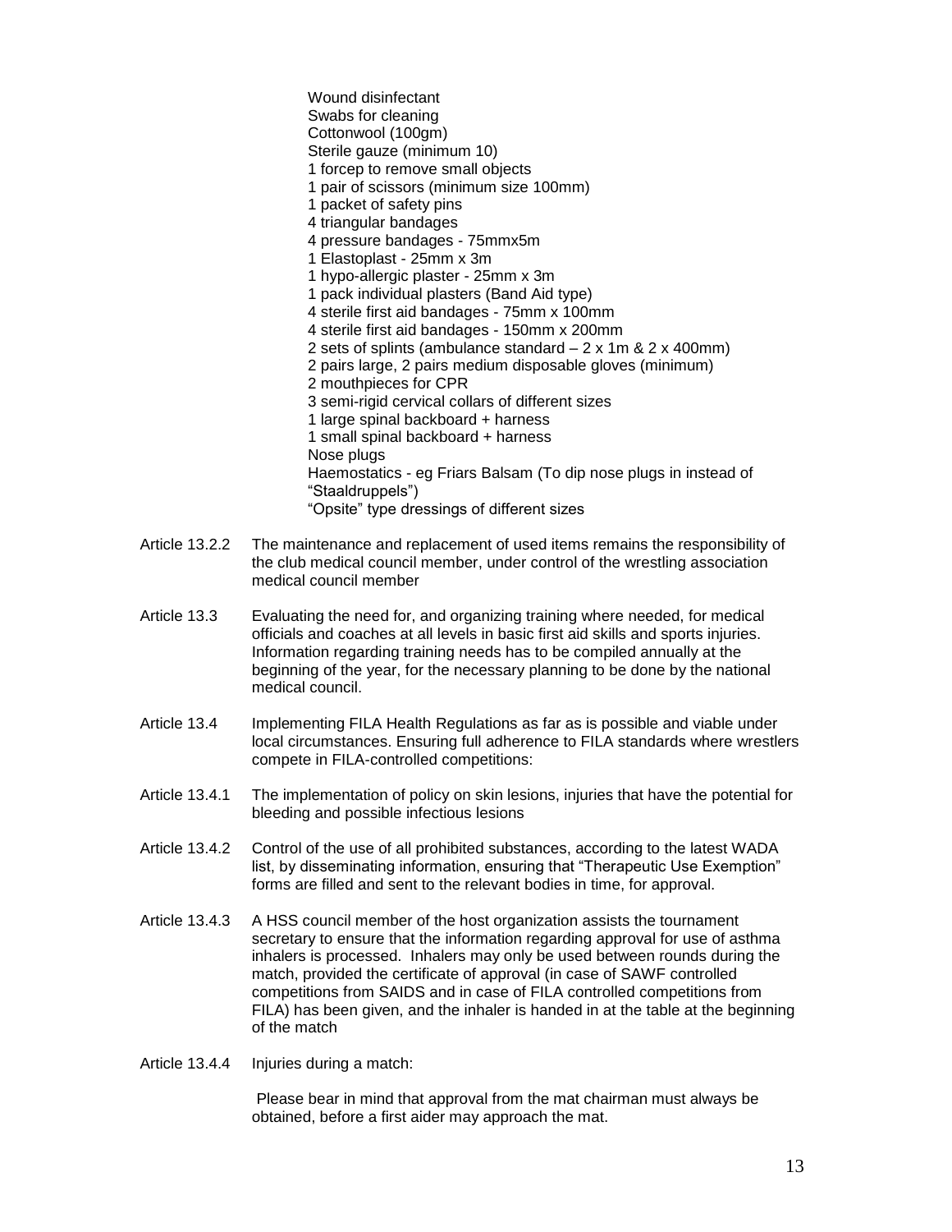Wound disinfectant
Swabs for cleaning
Cottonwool (100gm)
Sterile gauze (minimum 10)
1 forcep to remove small objects
1 pair of scissors (minimum size 100mm)
1 packet of safety pins
4 triangular bandages
4 pressure bandages - 75mmx5m
1 Elastoplast - 25mm x 3m
1 hypo-allergic plaster - 25mm x 3m
1 pack individual plasters (Band Aid type)
4 sterile first aid bandages - 75mm x 100mm
4 sterile first aid bandages - 150mm x 200mm
2 sets of splints (ambulance standard – 2 x 1m & 2 x 400mm)
2 pairs large, 2 pairs medium disposable gloves (minimum)
2 mouthpieces for CPR
3 semi-rigid cervical collars of different sizes
1 large spinal backboard + harness
1 small spinal backboard + harness
Nose plugs
Haemostatics - eg Friars Balsam (To dip nose plugs in instead of "Staaldruppels")
"Opsite" type dressings of different sizes

Article 13.2.2 The maintenance and replacement of used items remains the responsibility of the club medical council member, under control of the wrestling association medical council member

Article 13.3 Evaluating the need for, and organizing training where needed, for medical officials and coaches at all levels in basic first aid skills and sports injuries. Information regarding training needs has to be compiled annually at the beginning of the year, for the necessary planning to be done by the national medical council.

Article 13.4 Implementing FILA Health Regulations as far as is possible and viable under local circumstances. Ensuring full adherence to FILA standards where wrestlers compete in FILA-controlled competitions:

Article 13.4.1 The implementation of policy on skin lesions, injuries that have the potential for bleeding and possible infectious lesions

Article 13.4.2 Control of the use of all prohibited substances, according to the latest WADA list, by disseminating information, ensuring that "Therapeutic Use Exemption" forms are filled and sent to the relevant bodies in time, for approval.

Article 13.4.3 A HSS council member of the host organization assists the tournament secretary to ensure that the information regarding approval for use of asthma inhalers is processed. Inhalers may only be used between rounds during the match, provided the certificate of approval (in case of SAWF controlled competitions from SAIDS and in case of FILA controlled competitions from FILA) has been given, and the inhaler is handed in at the table at the beginning of the match

Article 13.4.4 Injuries during a match:

Please bear in mind that approval from the mat chairman must always be obtained, before a first aider may approach the mat.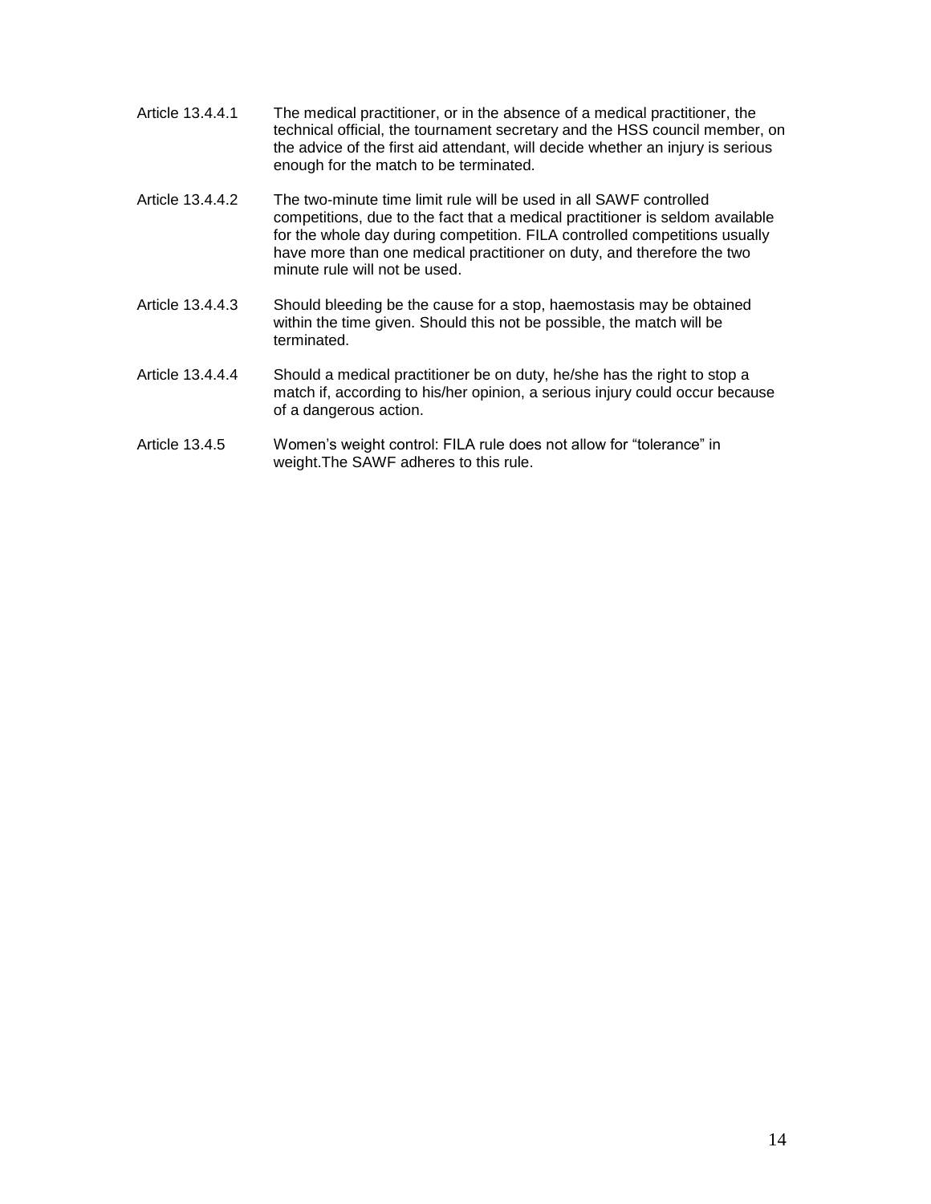Article 13.4.4.1 The medical practitioner, or in the absence of a medical practitioner, the technical official, the tournament secretary and the HSS council member, on the advice of the first aid attendant, will decide whether an injury is serious enough for the match to be terminated.

Article 13.4.4.2 The two-minute time limit rule will be used in all SAWF controlled competitions, due to the fact that a medical practitioner is seldom available for the whole day during competition. FILA controlled competitions usually have more than one medical practitioner on duty, and therefore the two minute rule will not be used.

Article 13.4.4.3 Should bleeding be the cause for a stop, haemostasis may be obtained within the time given. Should this not be possible, the match will be terminated.

Article 13.4.4.4 Should a medical practitioner be on duty, he/she has the right to stop a match if, according to his/her opinion, a serious injury could occur because of a dangerous action.

Article 13.4.5 Women's weight control: FILA rule does not allow for "tolerance" in weight.The SAWF adheres to this rule.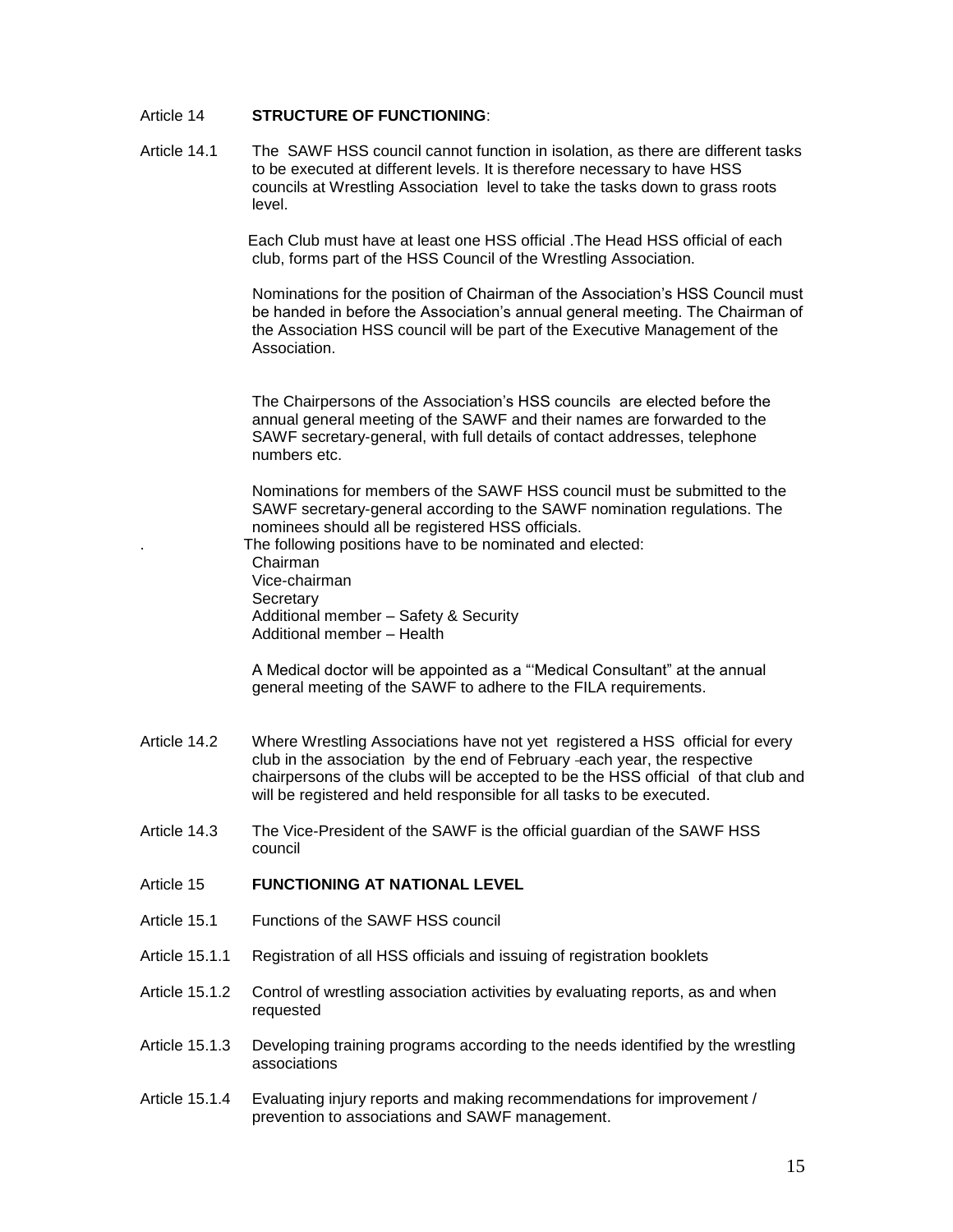Article 14 **STRUCTURE OF FUNCTIONING**:

Article 14.1 The SAWF HSS council cannot function in isolation, as there are different tasks to be executed at different levels. It is therefore necessary to have HSS councils at Wrestling Association level to take the tasks down to grass roots level.

Each Club must have at least one HSS official .The Head HSS official of each club, forms part of the HSS Council of the Wrestling Association.

Nominations for the position of Chairman of the Association's HSS Council must be handed in before the Association's annual general meeting. The Chairman of the Association HSS council will be part of the Executive Management of the Association.

The Chairpersons of the Association's HSS councils are elected before the annual general meeting of the SAWF and their names are forwarded to the SAWF secretary-general, with full details of contact addresses, telephone numbers etc.

Nominations for members of the SAWF HSS council must be submitted to the SAWF secretary-general according to the SAWF nomination regulations. The nominees should all be registered HSS officials.

. The following positions have to be nominated and elected:

Chairman
Vice-chairman
Secretary
Additional member – Safety & Security
Additional member – Health

A Medical doctor will be appointed as a "'Medical Consultant" at the annual general meeting of the SAWF to adhere to the FILA requirements.

Article 14.2 Where Wrestling Associations have not yet registered a HSS official for every club in the association by the end of February each year, the respective chairpersons of the clubs will be accepted to be the HSS official of that club and will be registered and held responsible for all tasks to be executed.

Article 14.3 The Vice-President of the SAWF is the official guardian of the SAWF HSS council

Article 15 **FUNCTIONING AT NATIONAL LEVEL**

Article 15.1 Functions of the SAWF HSS council

Article 15.1.1 Registration of all HSS officials and issuing of registration booklets

Article 15.1.2 Control of wrestling association activities by evaluating reports, as and when requested

Article 15.1.3 Developing training programs according to the needs identified by the wrestling associations

Article 15.1.4 Evaluating injury reports and making recommendations for improvement / prevention to associations and SAWF management.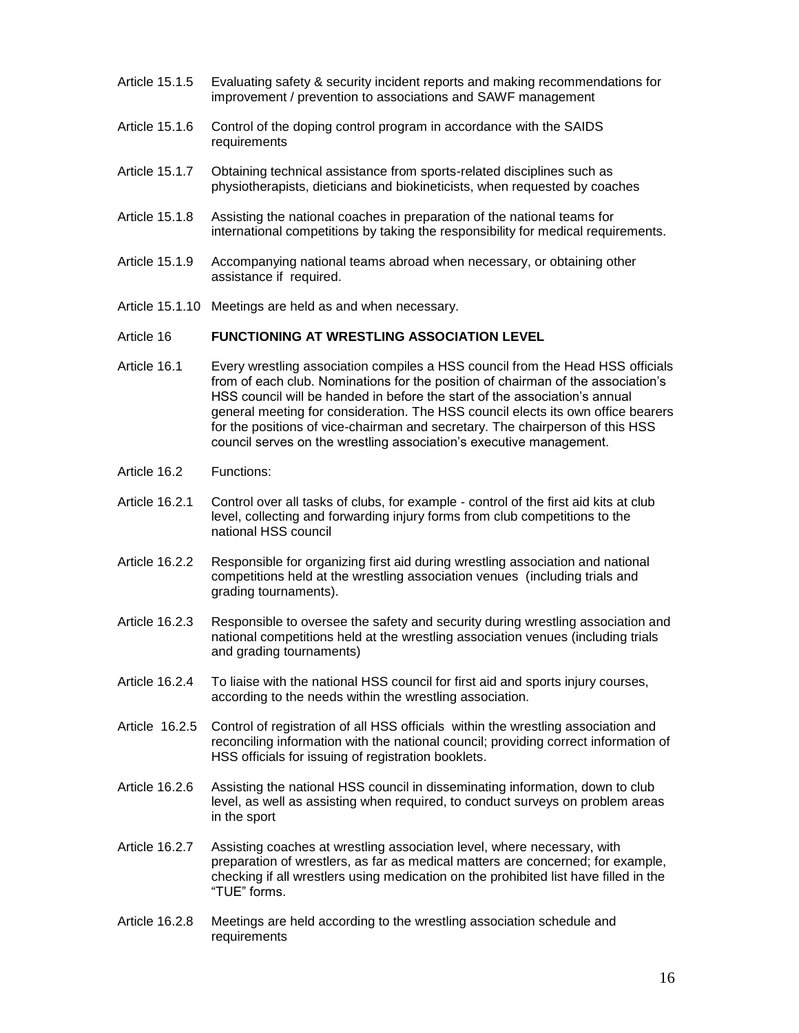Article 15.1.5 Evaluating safety & security incident reports and making recommendations for improvement / prevention to associations and SAWF management

Article 15.1.6 Control of the doping control program in accordance with the SAIDS requirements

Article 15.1.7 Obtaining technical assistance from sports-related disciplines such as physiotherapists, dieticians and biokineticists, when requested by coaches

Article 15.1.8 Assisting the national coaches in preparation of the national teams for international competitions by taking the responsibility for medical requirements.

Article 15.1.9 Accompanying national teams abroad when necessary, or obtaining other assistance if required.

Article 15.1.10 Meetings are held as and when necessary.

Article 16 **FUNCTIONING AT WRESTLING ASSOCIATION LEVEL**

Article 16.1 Every wrestling association compiles a HSS council from the Head HSS officials from of each club. Nominations for the position of chairman of the association's HSS council will be handed in before the start of the association's annual general meeting for consideration. The HSS council elects its own office bearers for the positions of vice-chairman and secretary. The chairperson of this HSS council serves on the wrestling association's executive management.

Article 16.2 Functions:

Article 16.2.1 Control over all tasks of clubs, for example - control of the first aid kits at club level, collecting and forwarding injury forms from club competitions to the national HSS council

Article 16.2.2 Responsible for organizing first aid during wrestling association and national competitions held at the wrestling association venues (including trials and grading tournaments).

Article 16.2.3 Responsible to oversee the safety and security during wrestling association and national competitions held at the wrestling association venues (including trials and grading tournaments)

Article 16.2.4 To liaise with the national HSS council for first aid and sports injury courses, according to the needs within the wrestling association.

Article 16.2.5 Control of registration of all HSS officials within the wrestling association and reconciling information with the national council; providing correct information of HSS officials for issuing of registration booklets.

Article 16.2.6 Assisting the national HSS council in disseminating information, down to club level, as well as assisting when required, to conduct surveys on problem areas in the sport

Article 16.2.7 Assisting coaches at wrestling association level, where necessary, with preparation of wrestlers, as far as medical matters are concerned; for example, checking if all wrestlers using medication on the prohibited list have filled in the "TUE" forms.

Article 16.2.8 Meetings are held according to the wrestling association schedule and requirements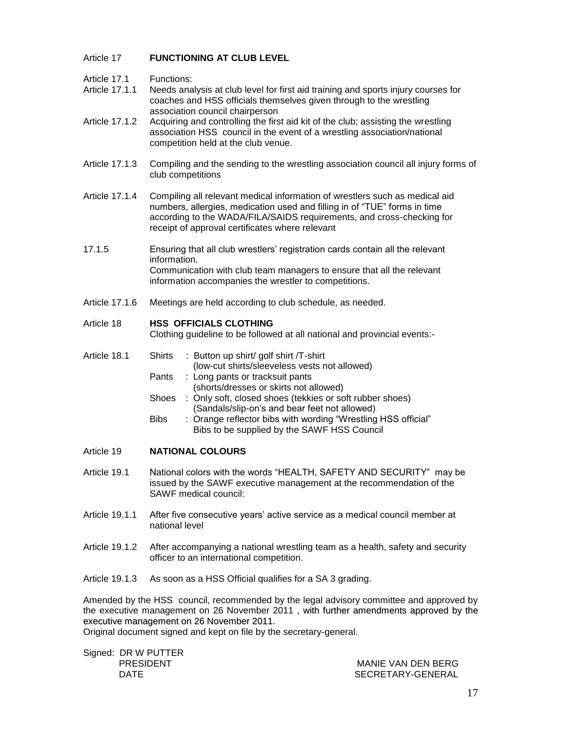Article 17 **FUNCTIONING AT CLUB LEVEL**

Article 17.1 Functions:

Article 17.1.1 Needs analysis at club level for first aid training and sports injury courses for coaches and HSS officials themselves given through to the wrestling association council chairperson

Article 17.1.2 Acquiring and controlling the first aid kit of the club; assisting the wrestling association HSS council in the event of a wrestling association/national competition held at the club venue.

Article 17.1.3 Compiling and the sending to the wrestling association council all injury forms of club competitions

Article 17.1.4 Compiling all relevant medical information of wrestlers such as medical aid numbers, allergies, medication used and filling in of "TUE" forms in time according to the WADA/FILA/SAIDS requirements, and cross-checking for receipt of approval certificates where relevant

17.1.5 Ensuring that all club wrestlers' registration cards contain all the relevant information.
Communication with club team managers to ensure that all the relevant information accompanies the wrestler to competitions.

Article 17.1.6 Meetings are held according to club schedule, as needed.

Article 18 **HSS OFFICIALS CLOTHING**

Clothing guideline to be followed at all national and provincial events:-

Article 18.1

- Shirts : Button up shirt/ golf shirt /T-shirt
  (low-cut shirts/sleeveless vests not allowed)
- Pants : Long pants or tracksuit pants
  (shorts/dresses or skirts not allowed)
- Shoes : Only soft, closed shoes (tekkies or soft rubber shoes)
  (Sandals/slip-on's and bear feet not allowed)
- Bibs : Orange reflector bibs with wording "Wrestling HSS official"
  Bibs to be supplied by the SAWF HSS Council

Article 19 **NATIONAL COLOURS**

Article 19.1 National colors with the words "HEALTH, SAFETY AND SECURITY" may be issued by the SAWF executive management at the recommendation of the SAWF medical council:

Article 19.1.1 After five consecutive years' active service as a medical council member at national level

Article 19.1.2 After accompanying a national wrestling team as a health, safety and security officer to an international competition.

Article 19.1.3 As soon as a HSS Official qualifies for a SA 3 grading.

Amended by the HSS council, recommended by the legal advisory committee and approved by the executive management on 26 November 2011 , with further amendments approved by the executive management on 26 November 2011.
Original document signed and kept on file by the secretary-general.

Signed: DR W PUTTER
PRESIDENT
DATE

MANIE VAN DEN BERG
SECRETARY-GENERAL